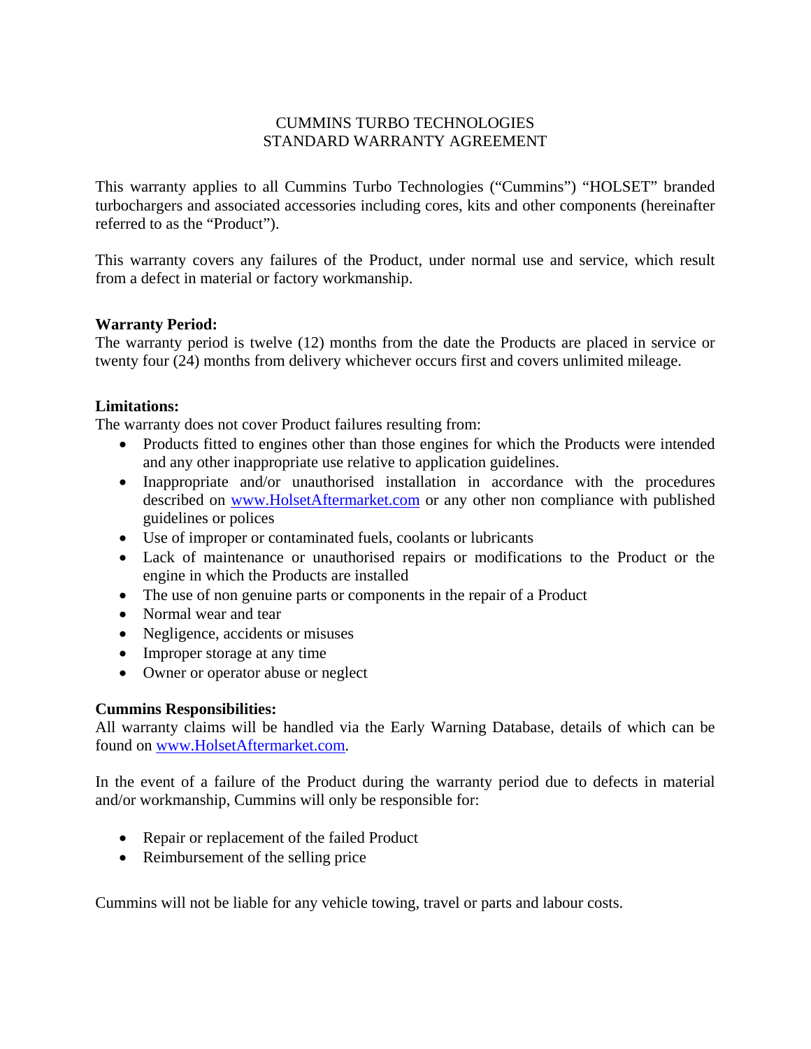# CUMMINS TURBO TECHNOLOGIES
# STANDARD WARRANTY AGREEMENT

This warranty applies to all Cummins Turbo Technologies ("Cummins") "HOLSET" branded turbochargers and associated accessories including cores, kits and other components (hereinafter referred to as the "Product").

This warranty covers any failures of the Product, under normal use and service, which result from a defect in material or factory workmanship.

**Warranty Period:**
The warranty period is twelve (12) months from the date the Products are placed in service or twenty four (24) months from delivery whichever occurs first and covers unlimited mileage.

**Limitations:**
The warranty does not cover Product failures resulting from:

- Products fitted to engines other than those engines for which the Products were intended and any other inappropriate use relative to application guidelines.
- Inappropriate and/or unauthorised installation in accordance with the procedures described on www.HolsetAftermarket.com or any other non compliance with published guidelines or polices
- Use of improper or contaminated fuels, coolants or lubricants
- Lack of maintenance or unauthorised repairs or modifications to the Product or the engine in which the Products are installed
- The use of non genuine parts or components in the repair of a Product
- Normal wear and tear
- Negligence, accidents or misuses
- Improper storage at any time
- Owner or operator abuse or neglect

**Cummins Responsibilities:**
All warranty claims will be handled via the Early Warning Database, details of which can be found on www.HolsetAftermarket.com.

In the event of a failure of the Product during the warranty period due to defects in material and/or workmanship, Cummins will only be responsible for:

- Repair or replacement of the failed Product
- Reimbursement of the selling price

Cummins will not be liable for any vehicle towing, travel or parts and labour costs.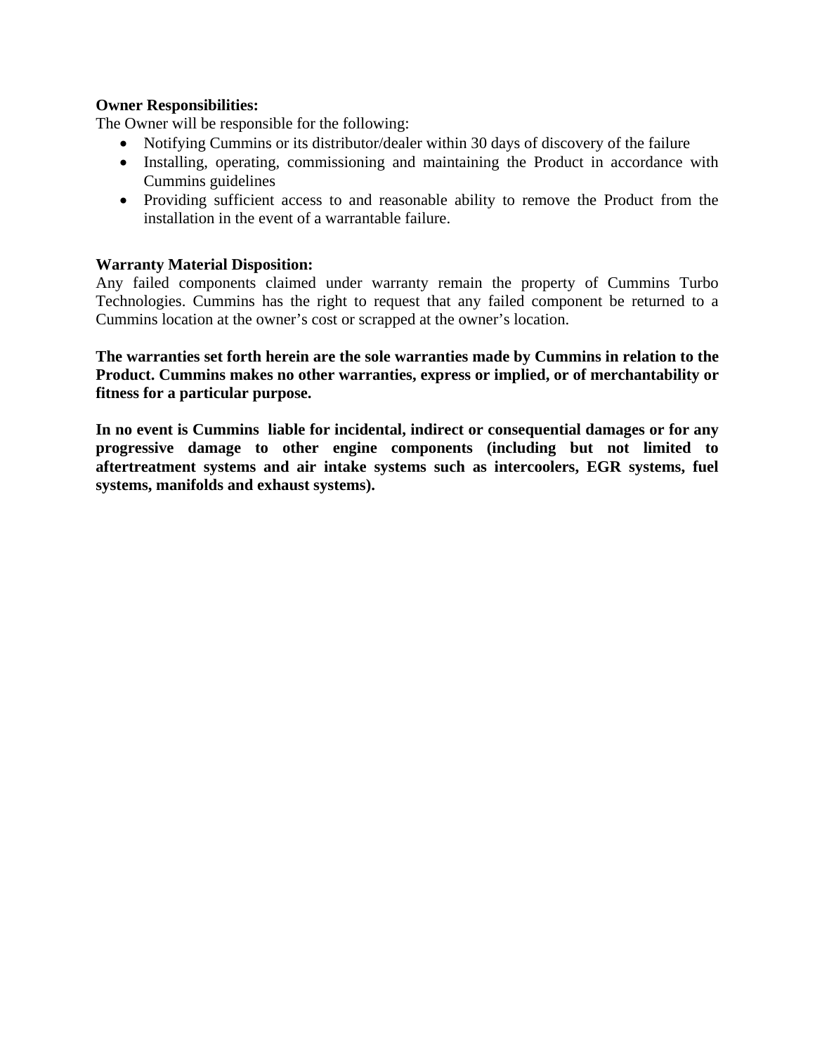**Owner Responsibilities:**

The Owner will be responsible for the following:

- Notifying Cummins or its distributor/dealer within 30 days of discovery of the failure
- Installing, operating, commissioning and maintaining the Product in accordance with Cummins guidelines
- Providing sufficient access to and reasonable ability to remove the Product from the installation in the event of a warrantable failure.

**Warranty Material Disposition:**

Any failed components claimed under warranty remain the property of Cummins Turbo Technologies. Cummins has the right to request that any failed component be returned to a Cummins location at the owner's cost or scrapped at the owner's location.

**The warranties set forth herein are the sole warranties made by Cummins in relation to the Product. Cummins makes no other warranties, express or implied, or of merchantability or fitness for a particular purpose.**

**In no event is Cummins liable for incidental, indirect or consequential damages or for any progressive damage to other engine components (including but not limited to aftertreatment systems and air intake systems such as intercoolers, EGR systems, fuel systems, manifolds and exhaust systems).**